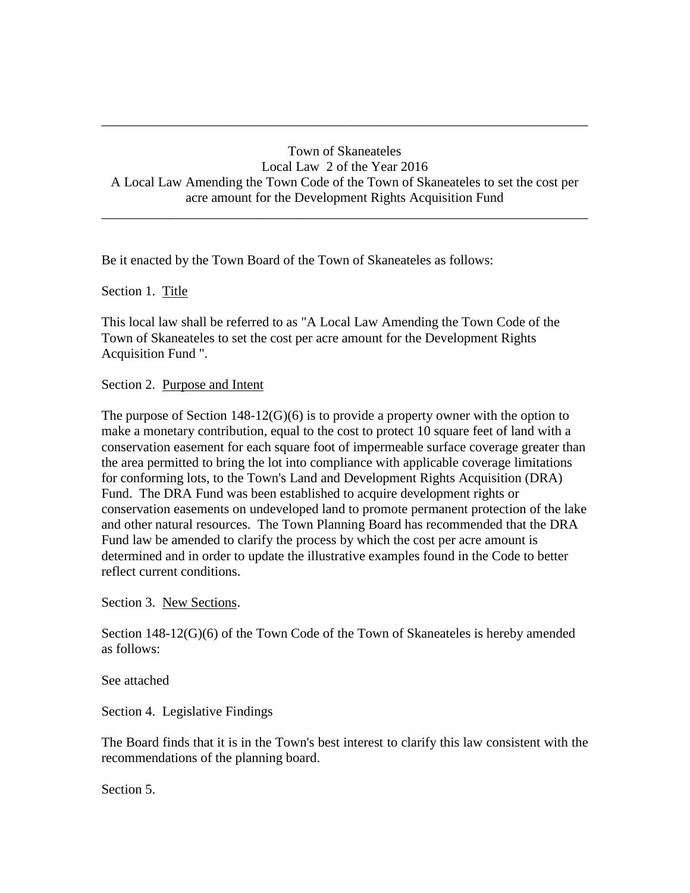---

Town of Skaneateles
Local Law 2 of the Year 2016
A Local Law Amending the Town Code of the Town of Skaneateles to set the cost per acre amount for the Development Rights Acquisition Fund

---

Be it enacted by the Town Board of the Town of Skaneateles as follows:

Section 1. Title

This local law shall be referred to as "A Local Law Amending the Town Code of the Town of Skaneateles to set the cost per acre amount for the Development Rights Acquisition Fund ".

Section 2. Purpose and Intent

The purpose of Section 148-12(G)(6) is to provide a property owner with the option to make a monetary contribution, equal to the cost to protect 10 square feet of land with a conservation easement for each square foot of impermeable surface coverage greater than the area permitted to bring the lot into compliance with applicable coverage limitations for conforming lots, to the Town's Land and Development Rights Acquisition (DRA) Fund. The DRA Fund was been established to acquire development rights or conservation easements on undeveloped land to promote permanent protection of the lake and other natural resources. The Town Planning Board has recommended that the DRA Fund law be amended to clarify the process by which the cost per acre amount is determined and in order to update the illustrative examples found in the Code to better reflect current conditions.

Section 3. New Sections.

Section 148-12(G)(6) of the Town Code of the Town of Skaneateles is hereby amended as follows:

See attached

Section 4. Legislative Findings

The Board finds that it is in the Town's best interest to clarify this law consistent with the recommendations of the planning board.

Section 5.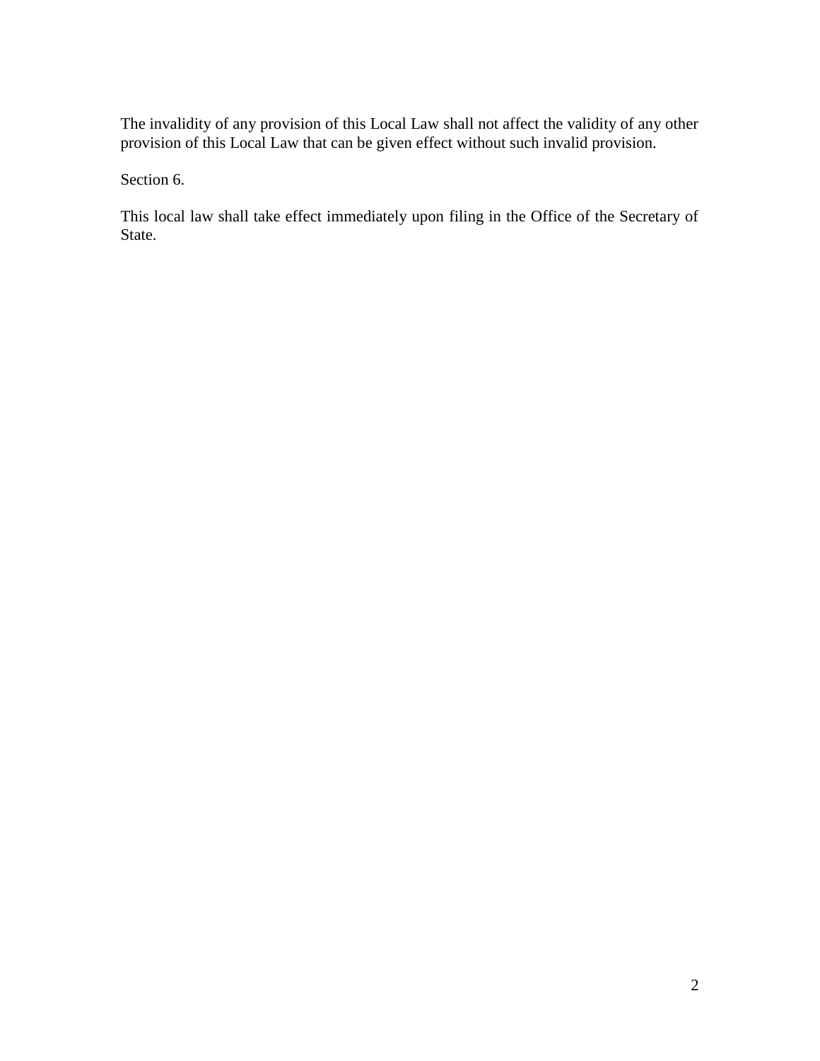The invalidity of any provision of this Local Law shall not affect the validity of any other provision of this Local Law that can be given effect without such invalid provision.

Section 6.

This local law shall take effect immediately upon filing in the Office of the Secretary of State.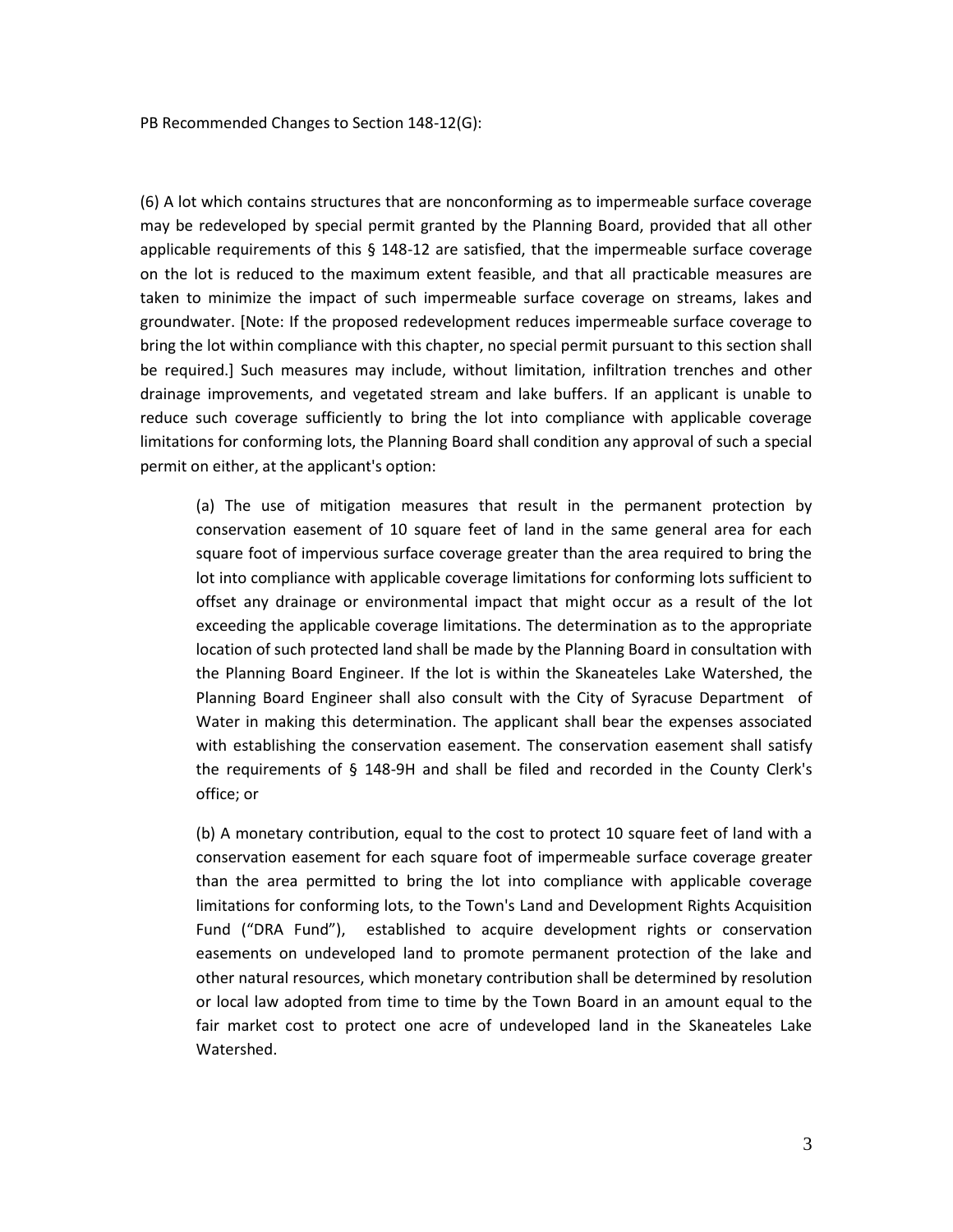PB Recommended Changes to Section 148-12(G):

(6) A lot which contains structures that are nonconforming as to impermeable surface coverage may be redeveloped by special permit granted by the Planning Board, provided that all other applicable requirements of this § 148-12 are satisfied, that the impermeable surface coverage on the lot is reduced to the maximum extent feasible, and that all practicable measures are taken to minimize the impact of such impermeable surface coverage on streams, lakes and groundwater. [Note: If the proposed redevelopment reduces impermeable surface coverage to bring the lot within compliance with this chapter, no special permit pursuant to this section shall be required.] Such measures may include, without limitation, infiltration trenches and other drainage improvements, and vegetated stream and lake buffers. If an applicant is unable to reduce such coverage sufficiently to bring the lot into compliance with applicable coverage limitations for conforming lots, the Planning Board shall condition any approval of such a special permit on either, at the applicant's option:

> (a) The use of mitigation measures that result in the permanent protection by conservation easement of 10 square feet of land in the same general area for each square foot of impervious surface coverage greater than the area required to bring the lot into compliance with applicable coverage limitations for conforming lots sufficient to offset any drainage or environmental impact that might occur as a result of the lot exceeding the applicable coverage limitations. The determination as to the appropriate location of such protected land shall be made by the Planning Board in consultation with the Planning Board Engineer. If the lot is within the Skaneateles Lake Watershed, the Planning Board Engineer shall also consult with the City of Syracuse Department of Water in making this determination. The applicant shall bear the expenses associated with establishing the conservation easement. The conservation easement shall satisfy the requirements of § 148-9H and shall be filed and recorded in the County Clerk's office; or
>
> (b) A monetary contribution, equal to the cost to protect 10 square feet of land with a conservation easement for each square foot of impermeable surface coverage greater than the area permitted to bring the lot into compliance with applicable coverage limitations for conforming lots, to the Town's Land and Development Rights Acquisition Fund ("DRA Fund"), established to acquire development rights or conservation easements on undeveloped land to promote permanent protection of the lake and other natural resources, which monetary contribution shall be determined by resolution or local law adopted from time to time by the Town Board in an amount equal to the fair market cost to protect one acre of undeveloped land in the Skaneateles Lake Watershed.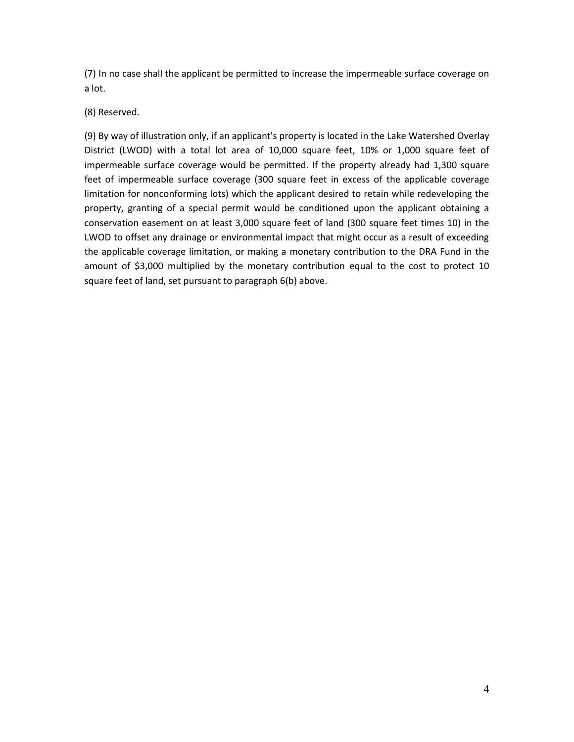(7) In no case shall the applicant be permitted to increase the impermeable surface coverage on a lot.

(8) Reserved.

(9) By way of illustration only, if an applicant's property is located in the Lake Watershed Overlay District (LWOD) with a total lot area of 10,000 square feet, 10% or 1,000 square feet of impermeable surface coverage would be permitted. If the property already had 1,300 square feet of impermeable surface coverage (300 square feet in excess of the applicable coverage limitation for nonconforming lots) which the applicant desired to retain while redeveloping the property, granting of a special permit would be conditioned upon the applicant obtaining a conservation easement on at least 3,000 square feet of land (300 square feet times 10) in the LWOD to offset any drainage or environmental impact that might occur as a result of exceeding the applicable coverage limitation, or making a monetary contribution to the DRA Fund in the amount of $3,000 multiplied by the monetary contribution equal to the cost to protect 10 square feet of land, set pursuant to paragraph 6(b) above.